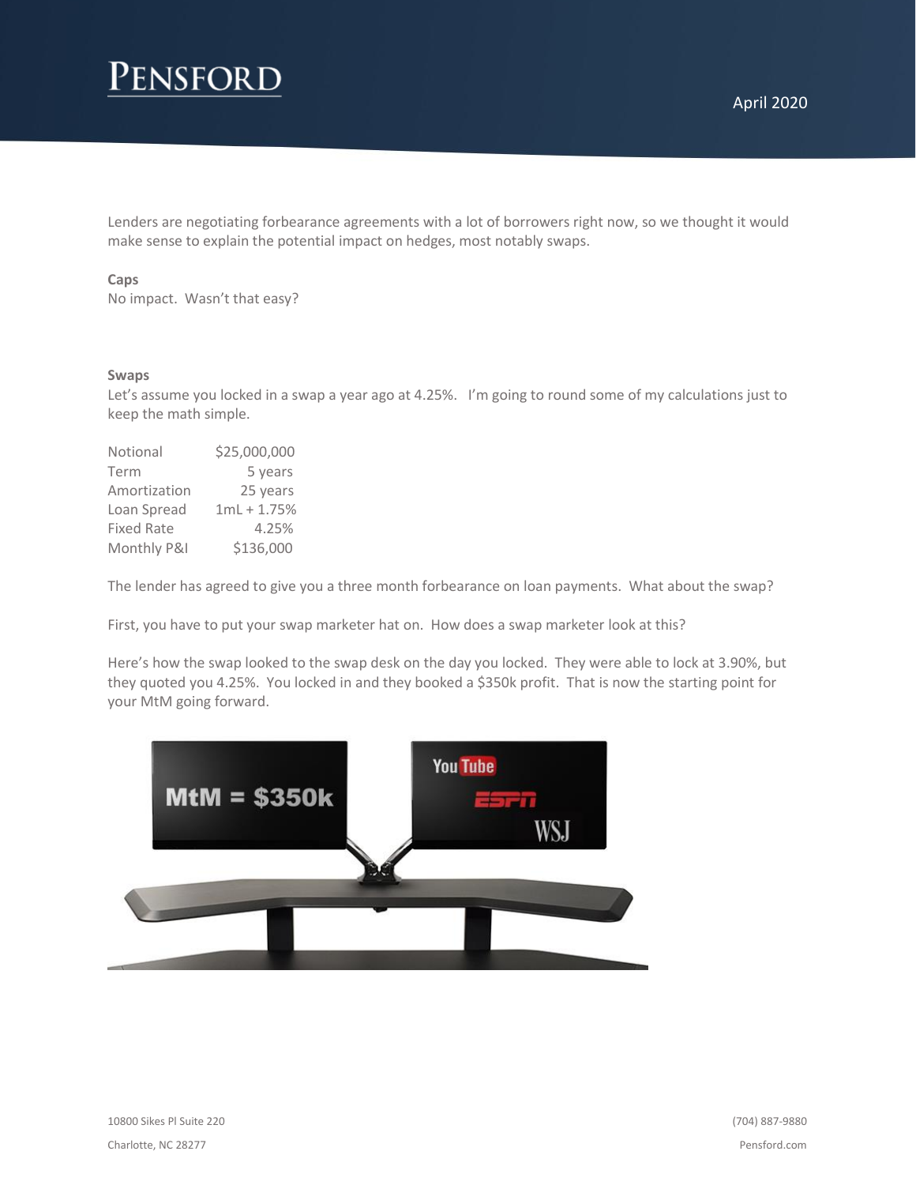# PENSFORD

April 2020

Lenders are negotiating forbearance agreements with a lot of borrowers right now, so we thought it would make sense to explain the potential impact on hedges, most notably swaps.

**Caps**

No impact. Wasn't that easy?

**Swaps**

Let's assume you locked in a swap a year ago at 4.25%. I'm going to round some of my calculations just to keep the math simple.

| | |
|---|---|
| Notional | $25,000,000 |
| Term | 5 years |
| Amortization | 25 years |
| Loan Spread | 1mL + 1.75% |
| Fixed Rate | 4.25% |
| Monthly P&I | $136,000 |

The lender has agreed to give you a three month forbearance on loan payments. What about the swap?

First, you have to put your swap marketer hat on. How does a swap marketer look at this?

Here's how the swap looked to the swap desk on the day you locked. They were able to lock at 3.90%, but they quoted you 4.25%. You locked in and they booked a $350k profit. That is now the starting point for your MtM going forward.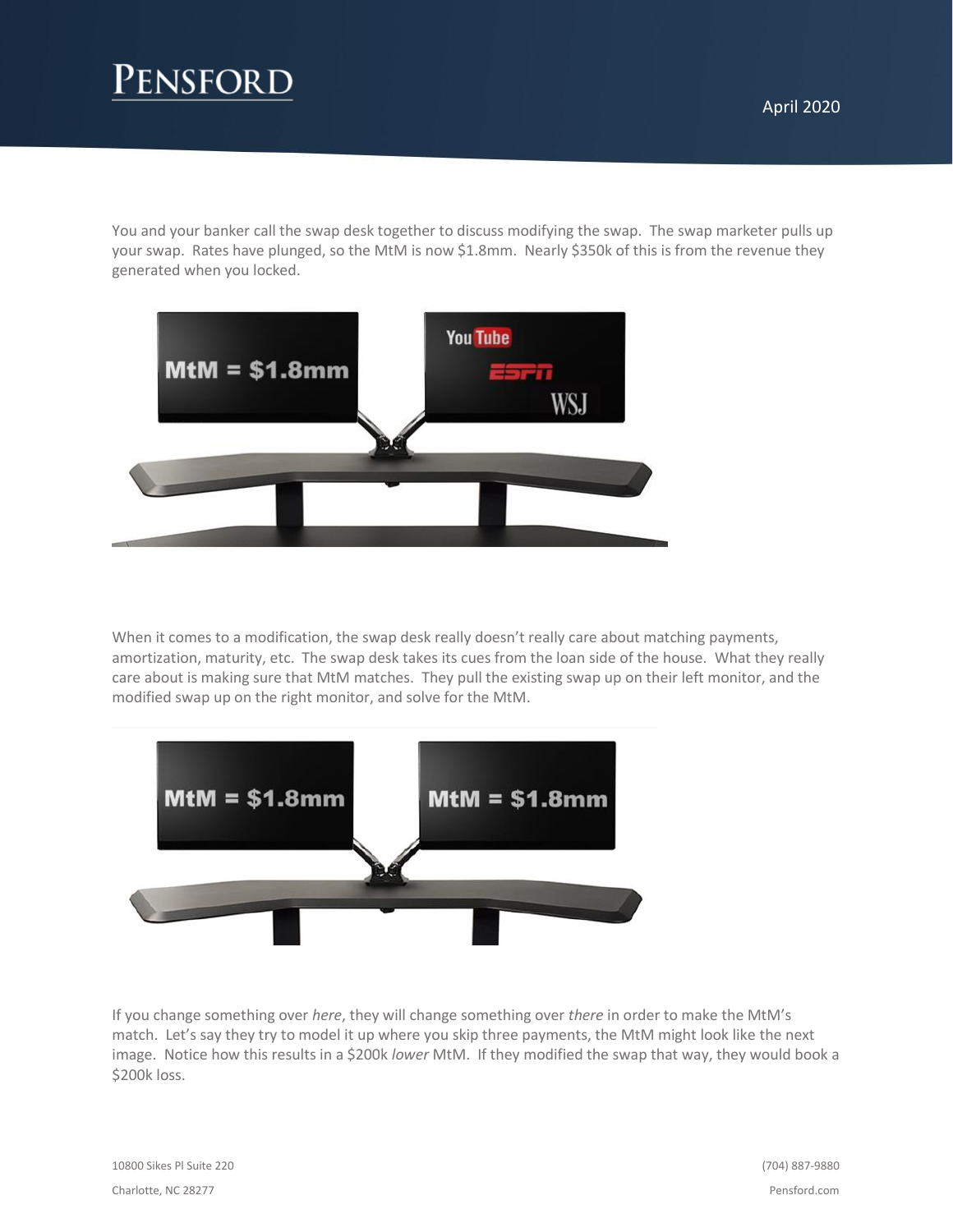You and your banker call the swap desk together to discuss modifying the swap. The swap marketer pulls up your swap. Rates have plunged, so the MtM is now $1.8mm. Nearly $350k of this is from the revenue they generated when you locked.

When it comes to a modification, the swap desk really doesn't really care about matching payments, amortization, maturity, etc. The swap desk takes its cues from the loan side of the house. What they really care about is making sure that MtM matches. They pull the existing swap up on their left monitor, and the modified swap up on the right monitor, and solve for the MtM.

If you change something over *here*, they will change something over *there* in order to make the MtM's match. Let's say they try to model it up where you skip three payments, the MtM might look like the next image. Notice how this results in a $200k *lower* MtM. If they modified the swap that way, they would book a $200k loss.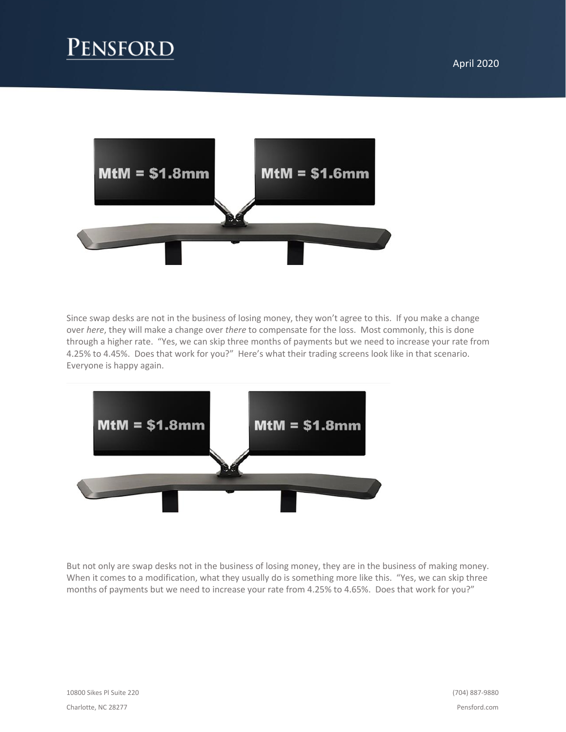Since swap desks are not in the business of losing money, they won't agree to this. If you make a change over *here*, they will make a change over *there* to compensate for the loss. Most commonly, this is done through a higher rate. "Yes, we can skip three months of payments but we need to increase your rate from 4.25% to 4.45%. Does that work for you?" Here's what their trading screens look like in that scenario. Everyone is happy again.

But not only are swap desks not in the business of losing money, they are in the business of making money. When it comes to a modification, what they usually do is something more like this. "Yes, we can skip three months of payments but we need to increase your rate from 4.25% to 4.65%. Does that work for you?"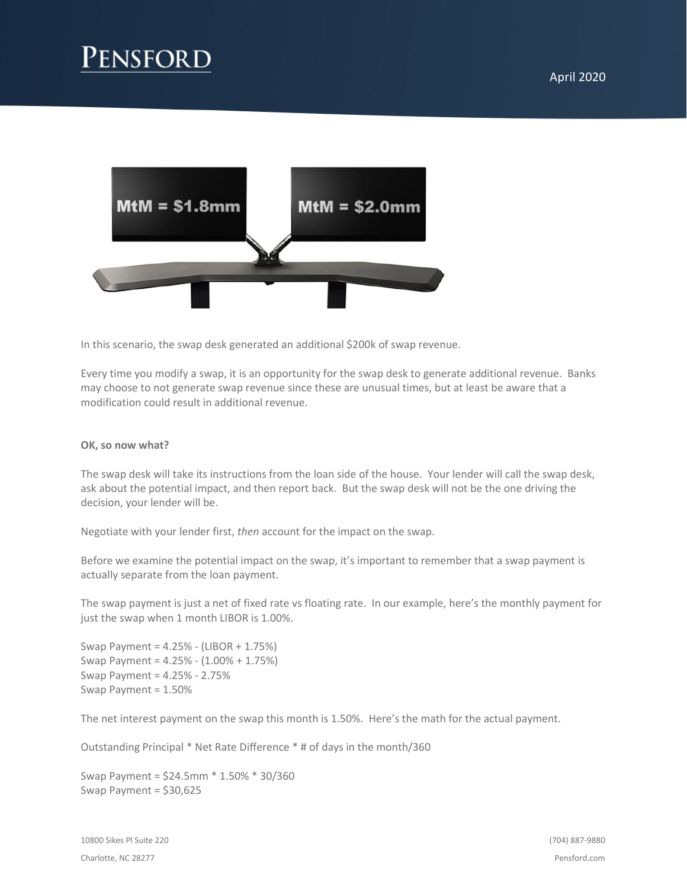In this scenario, the swap desk generated an additional $200k of swap revenue.

Every time you modify a swap, it is an opportunity for the swap desk to generate additional revenue. Banks may choose to not generate swap revenue since these are unusual times, but at least be aware that a modification could result in additional revenue.

**OK, so now what?**

The swap desk will take its instructions from the loan side of the house. Your lender will call the swap desk, ask about the potential impact, and then report back. But the swap desk will not be the one driving the decision, your lender will be.

Negotiate with your lender first, *then* account for the impact on the swap.

Before we examine the potential impact on the swap, it's important to remember that a swap payment is actually separate from the loan payment.

The swap payment is just a net of fixed rate vs floating rate. In our example, here's the monthly payment for just the swap when 1 month LIBOR is 1.00%.

Swap Payment = 4.25% - (LIBOR + 1.75%)
Swap Payment = 4.25% - (1.00% + 1.75%)
Swap Payment = 4.25% - 2.75%
Swap Payment = 1.50%

The net interest payment on the swap this month is 1.50%. Here's the math for the actual payment.

Outstanding Principal * Net Rate Difference * # of days in the month/360

Swap Payment = $24.5mm * 1.50% * 30/360
Swap Payment = $30,625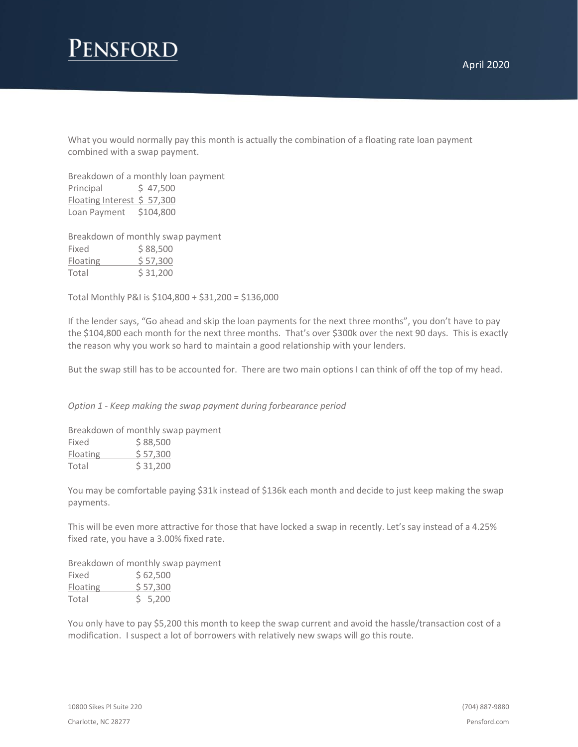What you would normally pay this month is actually the combination of a floating rate loan payment combined with a swap payment.

Breakdown of a monthly loan payment

| | |
|---|---|
| Principal | $ 47,500 |
| Floating Interest | $ 57,300 |
| Loan Payment | $104,800 |

Breakdown of monthly swap payment

| | |
|---|---|
| Fixed | $ 88,500 |
| Floating | $ 57,300 |
| Total | $ 31,200 |

Total Monthly P&I is $104,800 + $31,200 = $136,000

If the lender says, "Go ahead and skip the loan payments for the next three months", you don't have to pay the $104,800 each month for the next three months. That's over $300k over the next 90 days. This is exactly the reason why you work so hard to maintain a good relationship with your lenders.

But the swap still has to be accounted for. There are two main options I can think of off the top of my head.

*Option 1 - Keep making the swap payment during forbearance period*

Breakdown of monthly swap payment

| | |
|---|---|
| Fixed | $ 88,500 |
| Floating | $ 57,300 |
| Total | $ 31,200 |

You may be comfortable paying $31k instead of $136k each month and decide to just keep making the swap payments.

This will be even more attractive for those that have locked a swap in recently. Let's say instead of a 4.25% fixed rate, you have a 3.00% fixed rate.

Breakdown of monthly swap payment

| | |
|---|---|
| Fixed | $ 62,500 |
| Floating | $ 57,300 |
| Total | $ 5,200 |

You only have to pay $5,200 this month to keep the swap current and avoid the hassle/transaction cost of a modification. I suspect a lot of borrowers with relatively new swaps will go this route.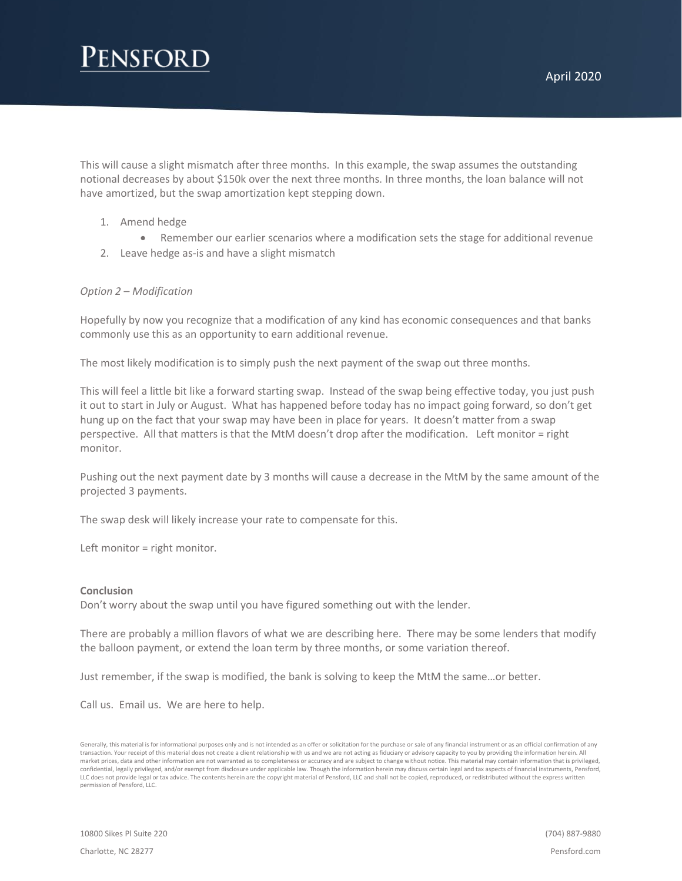This will cause a slight mismatch after three months. In this example, the swap assumes the outstanding notional decreases by about $150k over the next three months. In three months, the loan balance will not have amortized, but the swap amortization kept stepping down.

1. Amend hedge
   - Remember our earlier scenarios where a modification sets the stage for additional revenue
2. Leave hedge as-is and have a slight mismatch

*Option 2 – Modification*

Hopefully by now you recognize that a modification of any kind has economic consequences and that banks commonly use this as an opportunity to earn additional revenue.

The most likely modification is to simply push the next payment of the swap out three months.

This will feel a little bit like a forward starting swap. Instead of the swap being effective today, you just push it out to start in July or August. What has happened before today has no impact going forward, so don't get hung up on the fact that your swap may have been in place for years. It doesn't matter from a swap perspective. All that matters is that the MtM doesn't drop after the modification. Left monitor = right monitor.

Pushing out the next payment date by 3 months will cause a decrease in the MtM by the same amount of the projected 3 payments.

The swap desk will likely increase your rate to compensate for this.

Left monitor = right monitor.

**Conclusion**

Don't worry about the swap until you have figured something out with the lender.

There are probably a million flavors of what we are describing here. There may be some lenders that modify the balloon payment, or extend the loan term by three months, or some variation thereof.

Just remember, if the swap is modified, the bank is solving to keep the MtM the same…or better.

Call us. Email us. We are here to help.

Generally, this material is for informational purposes only and is not intended as an offer or solicitation for the purchase or sale of any financial instrument or as an official confirmation of any transaction. Your receipt of this material does not create a client relationship with us and we are not acting as fiduciary or advisory capacity to you by providing the information herein. All market prices, data and other information are not warranted as to completeness or accuracy and are subject to change without notice. This material may contain information that is privileged, confidential, legally privileged, and/or exempt from disclosure under applicable law. Though the information herein may discuss certain legal and tax aspects of financial instruments, Pensford, LLC does not provide legal or tax advice. The contents herein are the copyright material of Pensford, LLC and shall not be copied, reproduced, or redistributed without the express written permission of Pensford, LLC.